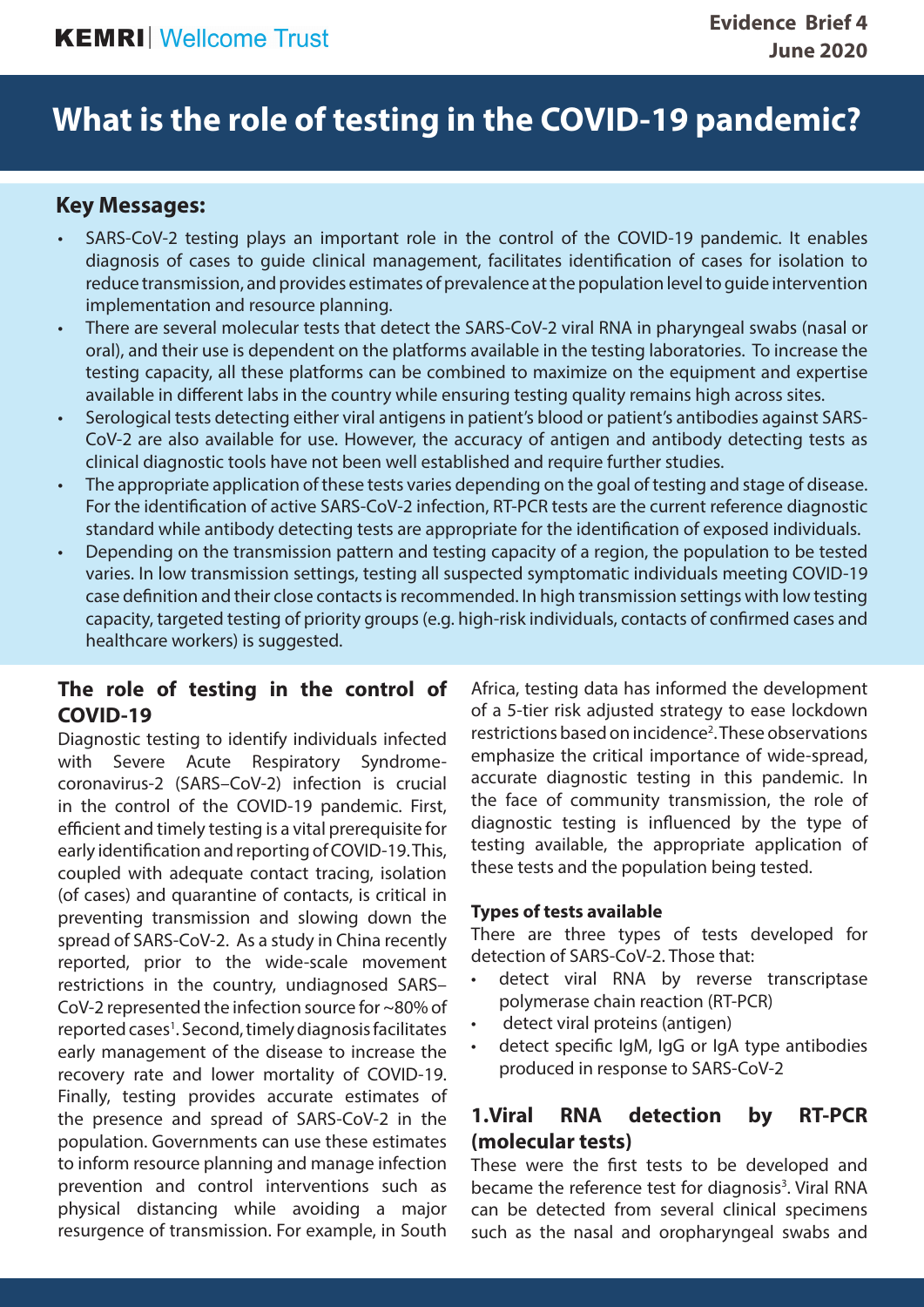**KEMRI** | Wellcome Trust

**Evidence Brief 4**
**June 2020**

# What is the role of testing in the COVID-19 pandemic?

## Key Messages:

- SARS-CoV-2 testing plays an important role in the control of the COVID-19 pandemic. It enables diagnosis of cases to guide clinical management, facilitates identification of cases for isolation to reduce transmission, and provides estimates of prevalence at the population level to guide intervention implementation and resource planning.
- There are several molecular tests that detect the SARS-CoV-2 viral RNA in pharyngeal swabs (nasal or oral), and their use is dependent on the platforms available in the testing laboratories. To increase the testing capacity, all these platforms can be combined to maximize on the equipment and expertise available in different labs in the country while ensuring testing quality remains high across sites.
- Serological tests detecting either viral antigens in patient's blood or patient's antibodies against SARS-CoV-2 are also available for use. However, the accuracy of antigen and antibody detecting tests as clinical diagnostic tools have not been well established and require further studies.
- The appropriate application of these tests varies depending on the goal of testing and stage of disease. For the identification of active SARS-CoV-2 infection, RT-PCR tests are the current reference diagnostic standard while antibody detecting tests are appropriate for the identification of exposed individuals.
- Depending on the transmission pattern and testing capacity of a region, the population to be tested varies. In low transmission settings, testing all suspected symptomatic individuals meeting COVID-19 case definition and their close contacts is recommended. In high transmission settings with low testing capacity, targeted testing of priority groups (e.g. high-risk individuals, contacts of confirmed cases and healthcare workers) is suggested.

## The role of testing in the control of COVID-19

Diagnostic testing to identify individuals infected with Severe Acute Respiratory Syndrome-coronavirus-2 (SARS–CoV-2) infection is crucial in the control of the COVID-19 pandemic. First, efficient and timely testing is a vital prerequisite for early identification and reporting of COVID-19. This, coupled with adequate contact tracing, isolation (of cases) and quarantine of contacts, is critical in preventing transmission and slowing down the spread of SARS-CoV-2. As a study in China recently reported, prior to the wide-scale movement restrictions in the country, undiagnosed SARS–CoV-2 represented the infection source for ~80% of reported cases[1]. Second, timely diagnosis facilitates early management of the disease to increase the recovery rate and lower mortality of COVID-19. Finally, testing provides accurate estimates of the presence and spread of SARS-CoV-2 in the population. Governments can use these estimates to inform resource planning and manage infection prevention and control interventions such as physical distancing while avoiding a major resurgence of transmission. For example, in South Africa, testing data has informed the development of a 5-tier risk adjusted strategy to ease lockdown restrictions based on incidence[2]. These observations emphasize the critical importance of wide-spread, accurate diagnostic testing in this pandemic. In the face of community transmission, the role of diagnostic testing is influenced by the type of testing available, the appropriate application of these tests and the population being tested.

### Types of tests available

There are three types of tests developed for detection of SARS-CoV-2. Those that:

- detect viral RNA by reverse transcriptase polymerase chain reaction (RT-PCR)
- detect viral proteins (antigen)
- detect specific IgM, IgG or IgA type antibodies produced in response to SARS-CoV-2

## 1.Viral RNA detection by RT-PCR (molecular tests)

These were the first tests to be developed and became the reference test for diagnosis[3]. Viral RNA can be detected from several clinical specimens such as the nasal and oropharyngeal swabs and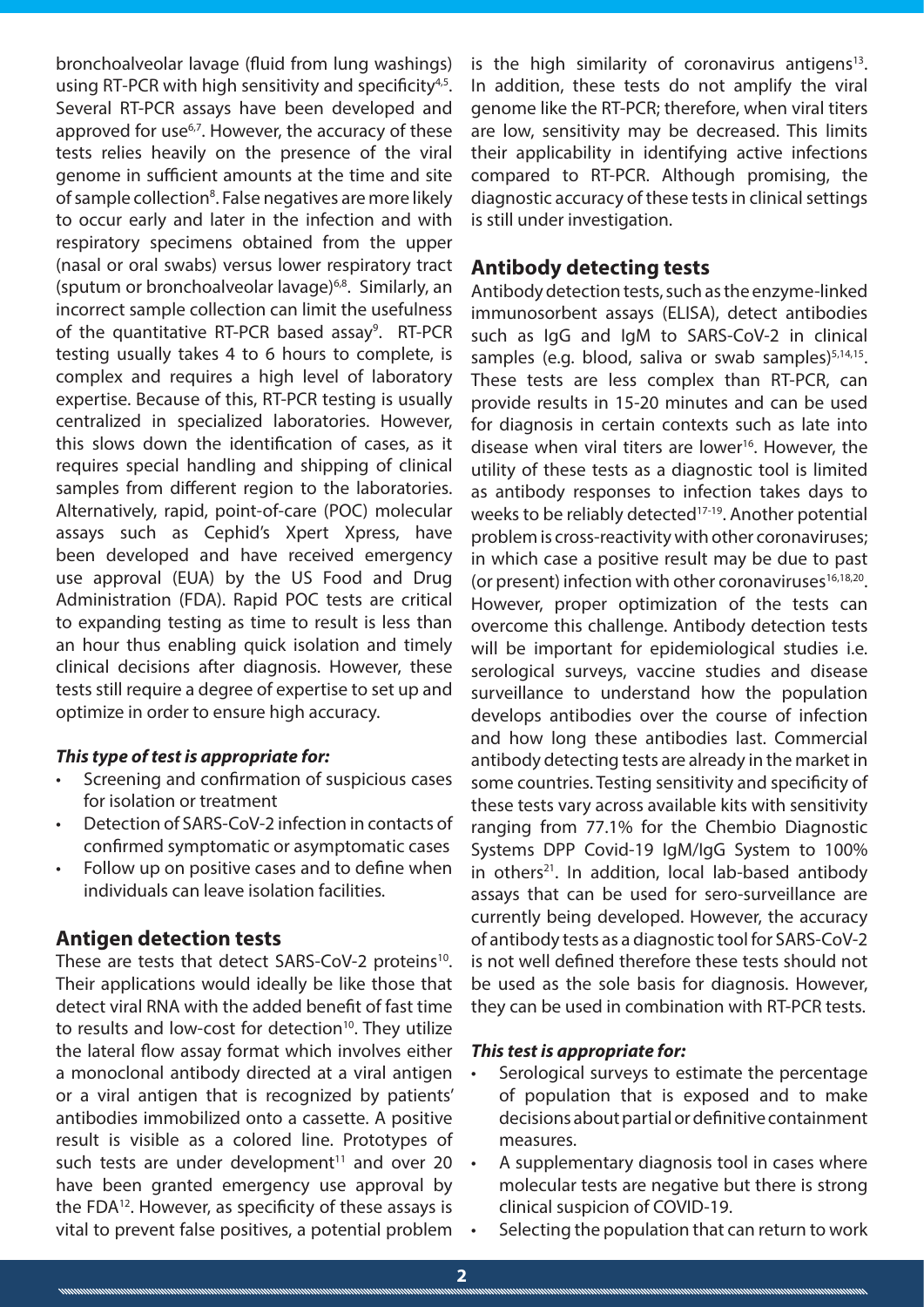bronchoalveolar lavage (fluid from lung washings) using RT-PCR with high sensitivity and specificity[4,5]. Several RT-PCR assays have been developed and approved for use[6,7]. However, the accuracy of these tests relies heavily on the presence of the viral genome in sufficient amounts at the time and site of sample collection[8]. False negatives are more likely to occur early and later in the infection and with respiratory specimens obtained from the upper (nasal or oral swabs) versus lower respiratory tract (sputum or bronchoalveolar lavage)[6,8]. Similarly, an incorrect sample collection can limit the usefulness of the quantitative RT-PCR based assay[9]. RT-PCR testing usually takes 4 to 6 hours to complete, is complex and requires a high level of laboratory expertise. Because of this, RT-PCR testing is usually centralized in specialized laboratories. However, this slows down the identification of cases, as it requires special handling and shipping of clinical samples from different region to the laboratories. Alternatively, rapid, point-of-care (POC) molecular assays such as Cephid's Xpert Xpress, have been developed and have received emergency use approval (EUA) by the US Food and Drug Administration (FDA). Rapid POC tests are critical to expanding testing as time to result is less than an hour thus enabling quick isolation and timely clinical decisions after diagnosis. However, these tests still require a degree of expertise to set up and optimize in order to ensure high accuracy.

***This type of test is appropriate for:***

- Screening and confirmation of suspicious cases for isolation or treatment
- Detection of SARS-CoV-2 infection in contacts of confirmed symptomatic or asymptomatic cases
- Follow up on positive cases and to define when individuals can leave isolation facilities.

## Antigen detection tests

These are tests that detect SARS-CoV-2 proteins[10]. Their applications would ideally be like those that detect viral RNA with the added benefit of fast time to results and low-cost for detection[10]. They utilize the lateral flow assay format which involves either a monoclonal antibody directed at a viral antigen or a viral antigen that is recognized by patients' antibodies immobilized onto a cassette. A positive result is visible as a colored line. Prototypes of such tests are under development[11] and over 20 have been granted emergency use approval by the FDA[12]. However, as specificity of these assays is vital to prevent false positives, a potential problem is the high similarity of coronavirus antigens[13]. In addition, these tests do not amplify the viral genome like the RT-PCR; therefore, when viral titers are low, sensitivity may be decreased. This limits their applicability in identifying active infections compared to RT-PCR. Although promising, the diagnostic accuracy of these tests in clinical settings is still under investigation.

## Antibody detecting tests

Antibody detection tests, such as the enzyme-linked immunosorbent assays (ELISA), detect antibodies such as IgG and IgM to SARS-CoV-2 in clinical samples (e.g. blood, saliva or swab samples)[5,14,15]. These tests are less complex than RT-PCR, can provide results in 15-20 minutes and can be used for diagnosis in certain contexts such as late into disease when viral titers are lower[16]. However, the utility of these tests as a diagnostic tool is limited as antibody responses to infection takes days to weeks to be reliably detected[17-19]. Another potential problem is cross-reactivity with other coronaviruses; in which case a positive result may be due to past (or present) infection with other coronaviruses[16,18,20]. However, proper optimization of the tests can overcome this challenge. Antibody detection tests will be important for epidemiological studies i.e. serological surveys, vaccine studies and disease surveillance to understand how the population develops antibodies over the course of infection and how long these antibodies last. Commercial antibody detecting tests are already in the market in some countries. Testing sensitivity and specificity of these tests vary across available kits with sensitivity ranging from 77.1% for the Chembio Diagnostic Systems DPP Covid-19 IgM/IgG System to 100% in others[21]. In addition, local lab-based antibody assays that can be used for sero-surveillance are currently being developed. However, the accuracy of antibody tests as a diagnostic tool for SARS-CoV-2 is not well defined therefore these tests should not be used as the sole basis for diagnosis. However, they can be used in combination with RT-PCR tests.

***This test is appropriate for:***

- Serological surveys to estimate the percentage of population that is exposed and to make decisions about partial or definitive containment measures.
- A supplementary diagnosis tool in cases where molecular tests are negative but there is strong clinical suspicion of COVID-19.
- Selecting the population that can return to work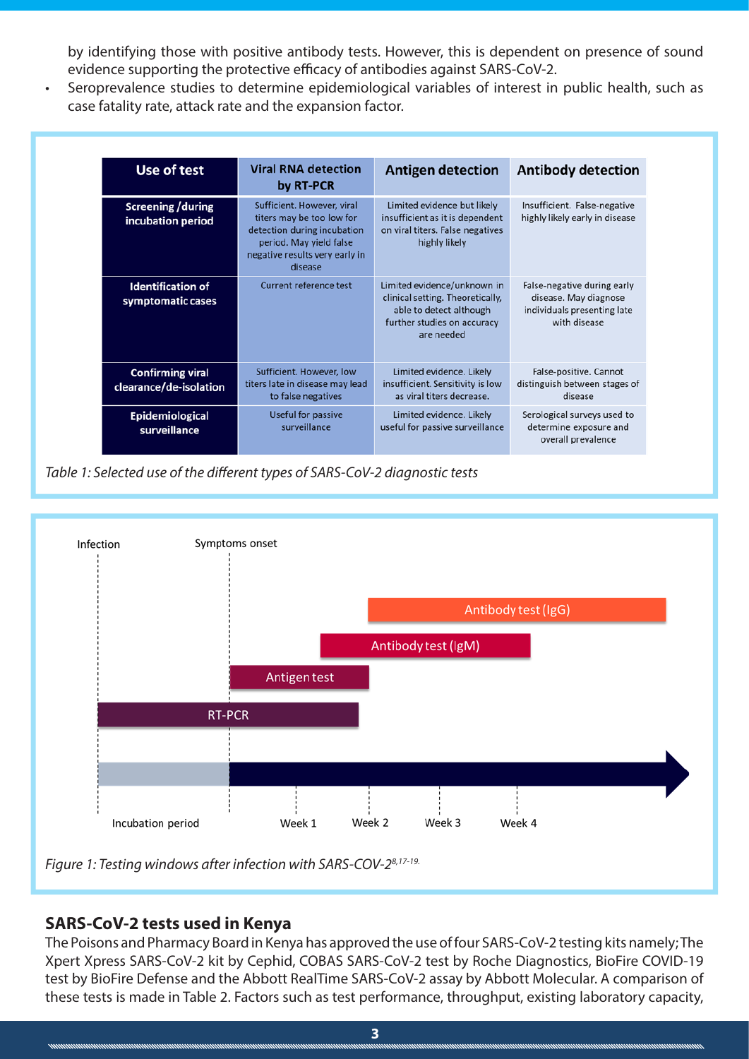by identifying those with positive antibody tests. However, this is dependent on presence of sound evidence supporting the protective efficacy of antibodies against SARS-CoV-2.

- Seroprevalence studies to determine epidemiological variables of interest in public health, such as case fatality rate, attack rate and the expansion factor.

| Use of test | Viral RNA detection by RT-PCR | Antigen detection | Antibody detection |
|---|---|---|---|
| Screening /during incubation period | Sufficient. However, viral titers may be too low for detection during incubation period. May yield false negative results very early in disease | Limited evidence but likely insufficient as it is dependent on viral titers. False negatives highly likely | Insufficient. False-negative highly likely early in disease |
| Identification of symptomatic cases | Current reference test | Limited evidence/unknown in clinical setting. Theoretically, able to detect although further studies on accuracy are needed | False-negative during early disease. May diagnose individuals presenting late with disease |
| Confirming viral clearance/de-isolation | Sufficient. However, low titers late in disease may lead to false negatives | Limited evidence. Likely insufficient. Sensitivity is low as viral titers decrease. | False-positive. Cannot distinguish between stages of disease |
| Epidemiological surveillance | Useful for passive surveillance | Limited evidence. Likely useful for passive surveillance | Serological surveys used to determine exposure and overall prevalence |

*Table 1: Selected use of the different types of SARS-CoV-2 diagnostic tests*

Infection | Symptoms onset

Antibody test (IgG)

Antibody test (IgM)

Antigen test

RT-PCR

Incubation period | Week 1 | Week 2 | Week 3 | Week 4

*Figure 1: Testing windows after infection with SARS-COV-2[8,17-19].*

## SARS-CoV-2 tests used in Kenya

The Poisons and Pharmacy Board in Kenya has approved the use of four SARS-CoV-2 testing kits namely; The Xpert Xpress SARS-CoV-2 kit by Cephid, COBAS SARS-CoV-2 test by Roche Diagnostics, BioFire COVID-19 test by BioFire Defense and the Abbott RealTime SARS-CoV-2 assay by Abbott Molecular. A comparison of these tests is made in Table 2. Factors such as test performance, throughput, existing laboratory capacity,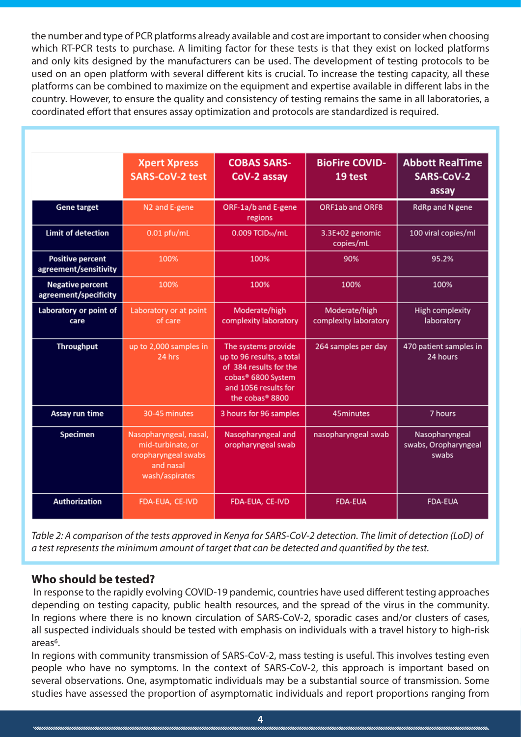the number and type of PCR platforms already available and cost are important to consider when choosing which RT-PCR tests to purchase. A limiting factor for these tests is that they exist on locked platforms and only kits designed by the manufacturers can be used. The development of testing protocols to be used on an open platform with several different kits is crucial. To increase the testing capacity, all these platforms can be combined to maximize on the equipment and expertise available in different labs in the country. However, to ensure the quality and consistency of testing remains the same in all laboratories, a coordinated effort that ensures assay optimization and protocols are standardized is required.

| | Xpert Xpress SARS-CoV-2 test | COBAS SARS-CoV-2 assay | BioFire COVID-19 test | Abbott RealTime SARS-CoV-2 assay |
|---|---|---|---|---|
| **Gene target** | N2 and E-gene | ORF-1a/b and E-gene regions | ORF1ab and ORF8 | RdRp and N gene |
| **Limit of detection** | 0.01 pfu/mL | 0.009 $TCID_{50}$/mL | 3.3E+02 genomic copies/mL | 100 viral copies/ml |
| **Positive percent agreement/sensitivity** | 100% | 100% | 90% | 95.2% |
| **Negative percent agreement/specificity** | 100% | 100% | 100% | 100% |
| **Laboratory or point of care** | Laboratory or at point of care | Moderate/high complexity laboratory | Moderate/high complexity laboratory | High complexity laboratory |
| **Throughput** | up to 2,000 samples in 24 hrs | The systems provide up to 96 results, a total of 384 results for the cobas® 6800 System and 1056 results for the cobas® 8800 | 264 samples per day | 470 patient samples in 24 hours |
| **Assay run time** | 30-45 minutes | 3 hours for 96 samples | 45minutes | 7 hours |
| **Specimen** | Nasopharyngeal, nasal, mid-turbinate, or oropharyngeal swabs and nasal wash/aspirates | Nasopharyngeal and oropharyngeal swab | nasopharyngeal swab | Nasopharyngeal swabs, Oropharyngeal swabs |
| **Authorization** | FDA-EUA, CE-IVD | FDA-EUA, CE-IVD | FDA-EUA | FDA-EUA |

*Table 2: A comparison of the tests approved in Kenya for SARS-CoV-2 detection. The limit of detection (LoD) of a test represents the minimum amount of target that can be detected and quantified by the test.*

## Who should be tested?

In response to the rapidly evolving COVID-19 pandemic, countries have used different testing approaches depending on testing capacity, public health resources, and the spread of the virus in the community. In regions where there is no known circulation of SARS-CoV-2, sporadic cases and/or clusters of cases, all suspected individuals should be tested with emphasis on individuals with a travel history to high-risk areas[6].

In regions with community transmission of SARS-CoV-2, mass testing is useful. This involves testing even people who have no symptoms. In the context of SARS-CoV-2, this approach is important based on several observations. One, asymptomatic individuals may be a substantial source of transmission. Some studies have assessed the proportion of asymptomatic individuals and report proportions ranging from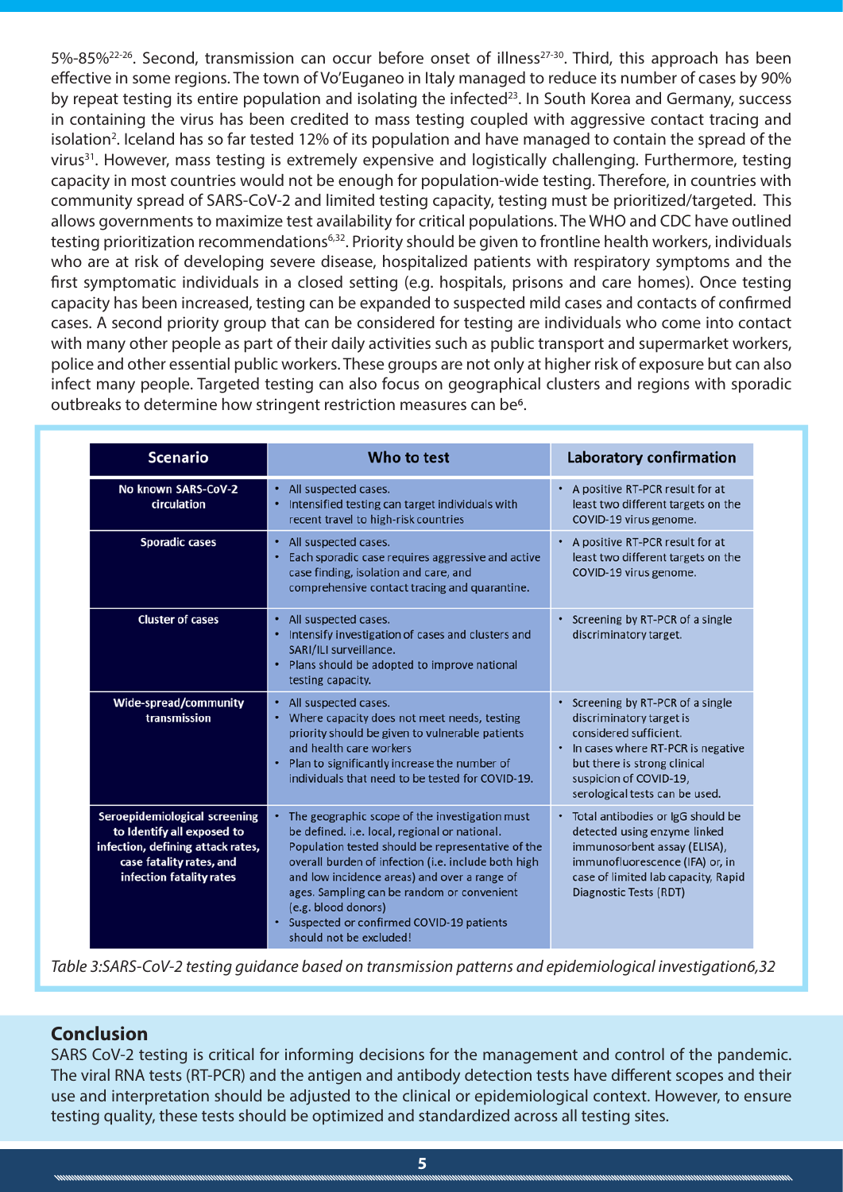5%-85%[22-26]. Second, transmission can occur before onset of illness[27-30]. Third, this approach has been effective in some regions. The town of Vo'Euganeo in Italy managed to reduce its number of cases by 90% by repeat testing its entire population and isolating the infected[23]. In South Korea and Germany, success in containing the virus has been credited to mass testing coupled with aggressive contact tracing and isolation[2]. Iceland has so far tested 12% of its population and have managed to contain the spread of the virus[31]. However, mass testing is extremely expensive and logistically challenging. Furthermore, testing capacity in most countries would not be enough for population-wide testing. Therefore, in countries with community spread of SARS-CoV-2 and limited testing capacity, testing must be prioritized/targeted. This allows governments to maximize test availability for critical populations. The WHO and CDC have outlined testing prioritization recommendations[6,32]. Priority should be given to frontline health workers, individuals who are at risk of developing severe disease, hospitalized patients with respiratory symptoms and the first symptomatic individuals in a closed setting (e.g. hospitals, prisons and care homes). Once testing capacity has been increased, testing can be expanded to suspected mild cases and contacts of confirmed cases. A second priority group that can be considered for testing are individuals who come into contact with many other people as part of their daily activities such as public transport and supermarket workers, police and other essential public workers. These groups are not only at higher risk of exposure but can also infect many people. Targeted testing can also focus on geographical clusters and regions with sporadic outbreaks to determine how stringent restriction measures can be[6].

| Scenario | Who to test | Laboratory confirmation |
|---|---|---|
| No known SARS-CoV-2 circulation | • All suspected cases.<br>• Intensified testing can target individuals with recent travel to high-risk countries | • A positive RT-PCR result for at least two different targets on the COVID-19 virus genome. |
| Sporadic cases | • All suspected cases.<br>• Each sporadic case requires aggressive and active case finding, isolation and care, and comprehensive contact tracing and quarantine. | • A positive RT-PCR result for at least two different targets on the COVID-19 virus genome. |
| Cluster of cases | • All suspected cases.<br>• Intensify investigation of cases and clusters and SARI/ILI surveillance.<br>• Plans should be adopted to improve national testing capacity. | • Screening by RT-PCR of a single discriminatory target. |
| Wide-spread/community transmission | • All suspected cases.<br>• Where capacity does not meet needs, testing priority should be given to vulnerable patients and health care workers<br>• Plan to significantly increase the number of individuals that need to be tested for COVID-19. | • Screening by RT-PCR of a single discriminatory target is considered sufficient.<br>• In cases where RT-PCR is negative but there is strong clinical suspicion of COVID-19, serological tests can be used. |
| Seroepidemiological screening to Identify all exposed to infection, defining attack rates, case fatality rates, and infection fatality rates | • The geographic scope of the investigation must be defined. i.e. local, regional or national. Population tested should be representative of the overall burden of infection (i.e. include both high and low incidence areas) and over a range of ages. Sampling can be random or convenient (e.g. blood donors)<br>• Suspected or confirmed COVID-19 patients should not be excluded! | • Total antibodies or IgG should be detected using enzyme linked immunosorbent assay (ELISA), immunofluorescence (IFA) or, in case of limited lab capacity, Rapid Diagnostic Tests (RDT) |

*Table 3:SARS-CoV-2 testing guidance based on transmission patterns and epidemiological investigation6,32*

## Conclusion

SARS CoV-2 testing is critical for informing decisions for the management and control of the pandemic. The viral RNA tests (RT-PCR) and the antigen and antibody detection tests have different scopes and their use and interpretation should be adjusted to the clinical or epidemiological context. However, to ensure testing quality, these tests should be optimized and standardized across all testing sites.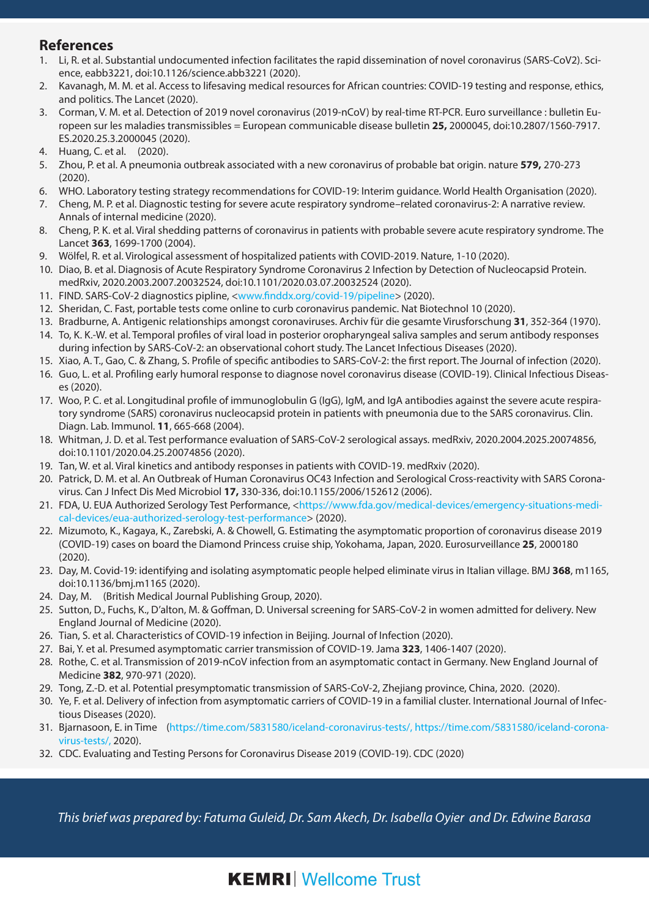## References

1. Li, R. et al. Substantial undocumented infection facilitates the rapid dissemination of novel coronavirus (SARS-CoV2). Science, eabb3221, doi:10.1126/science.abb3221 (2020).
2. Kavanagh, M. M. et al. Access to lifesaving medical resources for African countries: COVID-19 testing and response, ethics, and politics. The Lancet (2020).
3. Corman, V. M. et al. Detection of 2019 novel coronavirus (2019-nCoV) by real-time RT-PCR. Euro surveillance : bulletin Europeen sur les maladies transmissibles = European communicable disease bulletin **25,** 2000045, doi:10.2807/1560-7917.ES.2020.25.3.2000045 (2020).
4. Huang, C. et al. (2020).
5. Zhou, P. et al. A pneumonia outbreak associated with a new coronavirus of probable bat origin. nature **579,** 270-273 (2020).
6. WHO. Laboratory testing strategy recommendations for COVID-19: Interim guidance. World Health Organisation (2020).
7. Cheng, M. P. et al. Diagnostic testing for severe acute respiratory syndrome–related coronavirus-2: A narrative review. Annals of internal medicine (2020).
8. Cheng, P. K. et al. Viral shedding patterns of coronavirus in patients with probable severe acute respiratory syndrome. The Lancet **363**, 1699-1700 (2004).
9. Wölfel, R. et al. Virological assessment of hospitalized patients with COVID-2019. Nature, 1-10 (2020).
10. Diao, B. et al. Diagnosis of Acute Respiratory Syndrome Coronavirus 2 Infection by Detection of Nucleocapsid Protein. medRxiv, 2020.2003.2007.20032524, doi:10.1101/2020.03.07.20032524 (2020).
11. FIND. SARS-CoV-2 diagnostics pipline, <www.finddx.org/covid-19/pipeline> (2020).
12. Sheridan, C. Fast, portable tests come online to curb coronavirus pandemic. Nat Biotechnol 10 (2020).
13. Bradburne, A. Antigenic relationships amongst coronaviruses. Archiv für die gesamte Virusforschung **31**, 352-364 (1970).
14. To, K. K.-W. et al. Temporal profiles of viral load in posterior oropharyngeal saliva samples and serum antibody responses during infection by SARS-CoV-2: an observational cohort study. The Lancet Infectious Diseases (2020).
15. Xiao, A. T., Gao, C. & Zhang, S. Profile of specific antibodies to SARS-CoV-2: the first report. The Journal of infection (2020).
16. Guo, L. et al. Profiling early humoral response to diagnose novel coronavirus disease (COVID-19). Clinical Infectious Diseases (2020).
17. Woo, P. C. et al. Longitudinal profile of immunoglobulin G (IgG), IgM, and IgA antibodies against the severe acute respiratory syndrome (SARS) coronavirus nucleocapsid protein in patients with pneumonia due to the SARS coronavirus. Clin. Diagn. Lab. Immunol. **11**, 665-668 (2004).
18. Whitman, J. D. et al. Test performance evaluation of SARS-CoV-2 serological assays. medRxiv, 2020.2004.2025.20074856, doi:10.1101/2020.04.25.20074856 (2020).
19. Tan, W. et al. Viral kinetics and antibody responses in patients with COVID-19. medRxiv (2020).
20. Patrick, D. M. et al. An Outbreak of Human Coronavirus OC43 Infection and Serological Cross-reactivity with SARS Coronavirus. Can J Infect Dis Med Microbiol **17,** 330-336, doi:10.1155/2006/152612 (2006).
21. FDA, U. EUA Authorized Serology Test Performance, <https://www.fda.gov/medical-devices/emergency-situations-medical-devices/eua-authorized-serology-test-performance> (2020).
22. Mizumoto, K., Kagaya, K., Zarebski, A. & Chowell, G. Estimating the asymptomatic proportion of coronavirus disease 2019 (COVID-19) cases on board the Diamond Princess cruise ship, Yokohama, Japan, 2020. Eurosurveillance **25**, 2000180 (2020).
23. Day, M. Covid-19: identifying and isolating asymptomatic people helped eliminate virus in Italian village. BMJ **368**, m1165, doi:10.1136/bmj.m1165 (2020).
24. Day, M. (British Medical Journal Publishing Group, 2020).
25. Sutton, D., Fuchs, K., D'alton, M. & Goffman, D. Universal screening for SARS-CoV-2 in women admitted for delivery. New England Journal of Medicine (2020).
26. Tian, S. et al. Characteristics of COVID-19 infection in Beijing. Journal of Infection (2020).
27. Bai, Y. et al. Presumed asymptomatic carrier transmission of COVID-19. Jama **323**, 1406-1407 (2020).
28. Rothe, C. et al. Transmission of 2019-nCoV infection from an asymptomatic contact in Germany. New England Journal of Medicine **382**, 970-971 (2020).
29. Tong, Z.-D. et al. Potential presymptomatic transmission of SARS-CoV-2, Zhejiang province, China, 2020. (2020).
30. Ye, F. et al. Delivery of infection from asymptomatic carriers of COVID-19 in a familial cluster. International Journal of Infectious Diseases (2020).
31. Bjarnasoon, E. in Time (https://time.com/5831580/iceland-coronavirus-tests/, https://time.com/5831580/iceland-coronavirus-tests/, 2020).
32. CDC. Evaluating and Testing Persons for Coronavirus Disease 2019 (COVID-19). CDC (2020)

*This brief was prepared by: Fatuma Guleid, Dr. Sam Akech, Dr. Isabella Oyier and Dr. Edwine Barasa*

**KEMRI** | Wellcome Trust